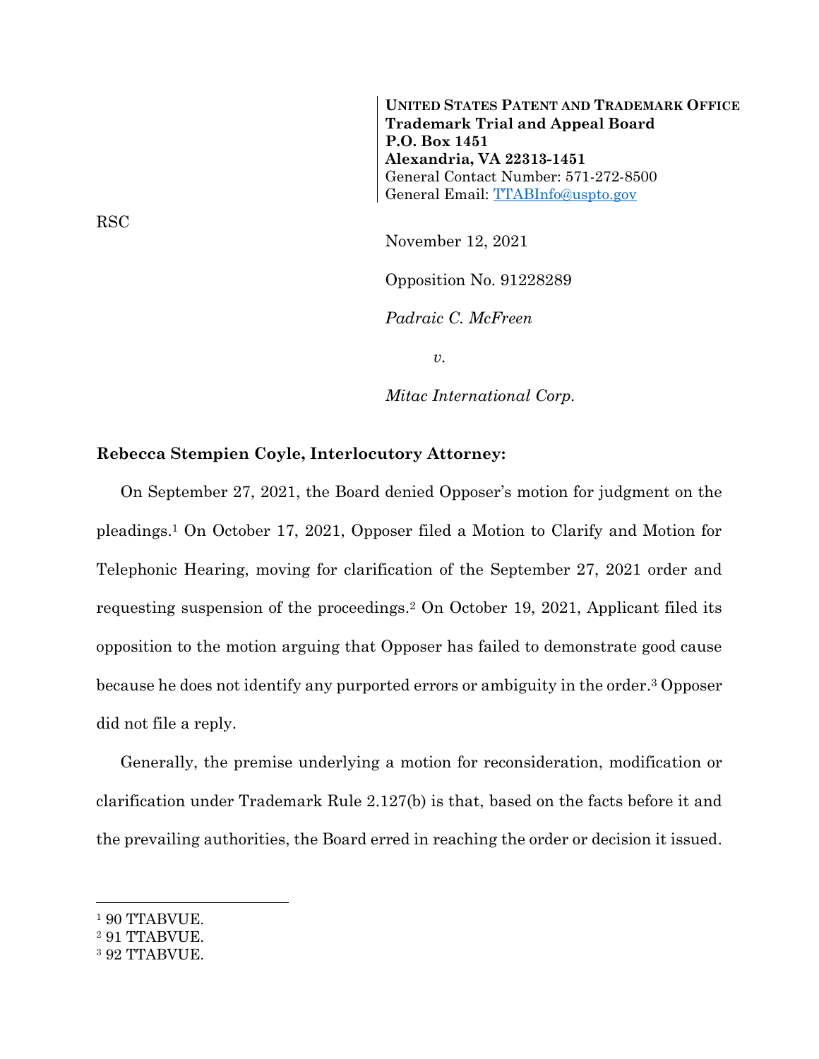**UNITED STATES PATENT AND TRADEMARK OFFICE**
**Trademark Trial and Appeal Board**
**P.O. Box 1451**
**Alexandria, VA 22313-1451**
General Contact Number: 571-272-8500
General Email: TTABInfo@uspto.gov

RSC

November 12, 2021

Opposition No. 91228289

*Padraic C. McFreen*

*v.*

*Mitac International Corp.*

**Rebecca Stempien Coyle, Interlocutory Attorney:**

On September 27, 2021, the Board denied Opposer's motion for judgment on the pleadings.[1] On October 17, 2021, Opposer filed a Motion to Clarify and Motion for Telephonic Hearing, moving for clarification of the September 27, 2021 order and requesting suspension of the proceedings.[2] On October 19, 2021, Applicant filed its opposition to the motion arguing that Opposer has failed to demonstrate good cause because he does not identify any purported errors or ambiguity in the order.[3] Opposer did not file a reply.

Generally, the premise underlying a motion for reconsideration, modification or clarification under Trademark Rule 2.127(b) is that, based on the facts before it and the prevailing authorities, the Board erred in reaching the order or decision it issued.

---

[1] 90 TTABVUE.
[2] 91 TTABVUE.
[3] 92 TTABVUE.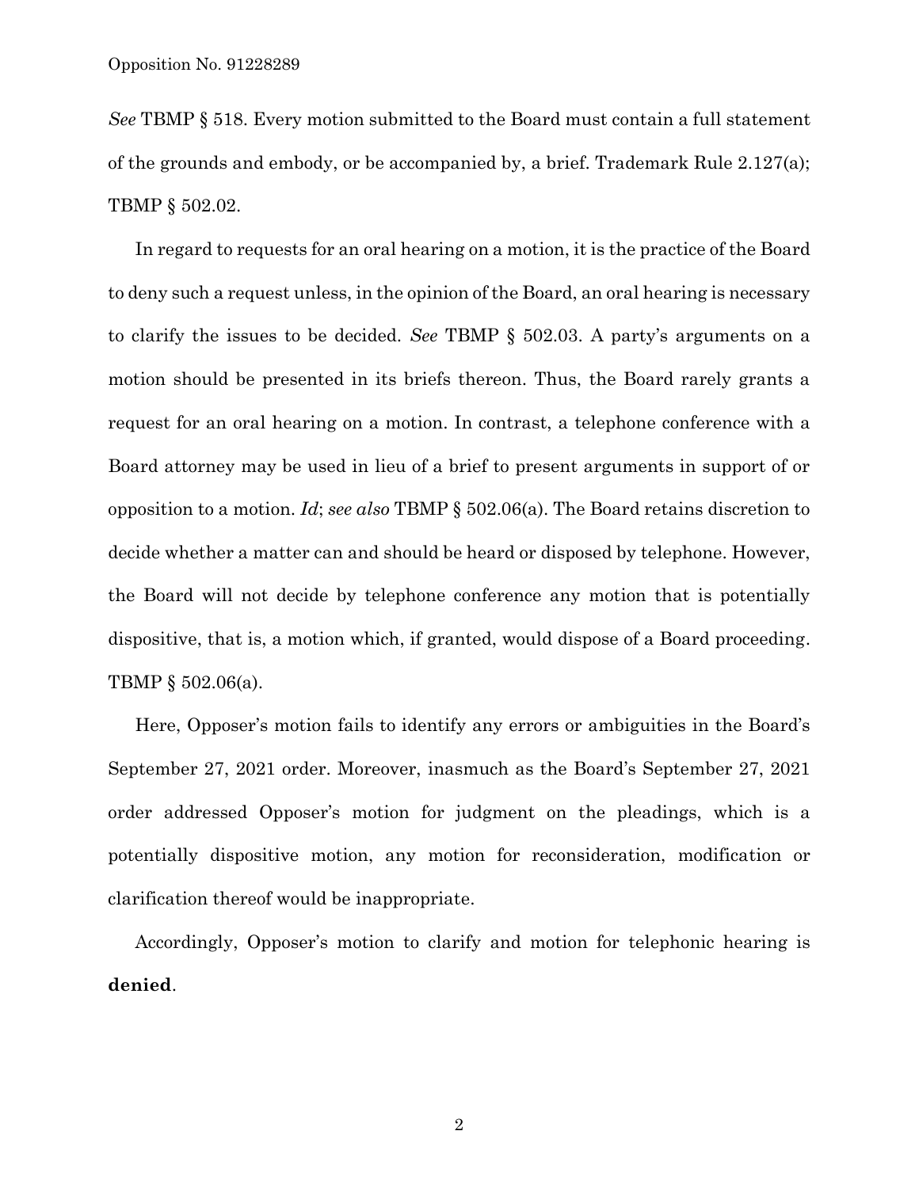*See* TBMP § 518. Every motion submitted to the Board must contain a full statement of the grounds and embody, or be accompanied by, a brief. Trademark Rule 2.127(a); TBMP § 502.02.

In regard to requests for an oral hearing on a motion, it is the practice of the Board to deny such a request unless, in the opinion of the Board, an oral hearing is necessary to clarify the issues to be decided. *See* TBMP § 502.03. A party's arguments on a motion should be presented in its briefs thereon. Thus, the Board rarely grants a request for an oral hearing on a motion. In contrast, a telephone conference with a Board attorney may be used in lieu of a brief to present arguments in support of or opposition to a motion. *Id*; *see also* TBMP § 502.06(a). The Board retains discretion to decide whether a matter can and should be heard or disposed by telephone. However, the Board will not decide by telephone conference any motion that is potentially dispositive, that is, a motion which, if granted, would dispose of a Board proceeding. TBMP § 502.06(a).

Here, Opposer's motion fails to identify any errors or ambiguities in the Board's September 27, 2021 order. Moreover, inasmuch as the Board's September 27, 2021 order addressed Opposer's motion for judgment on the pleadings, which is a potentially dispositive motion, any motion for reconsideration, modification or clarification thereof would be inappropriate.

Accordingly, Opposer's motion to clarify and motion for telephonic hearing is **denied**.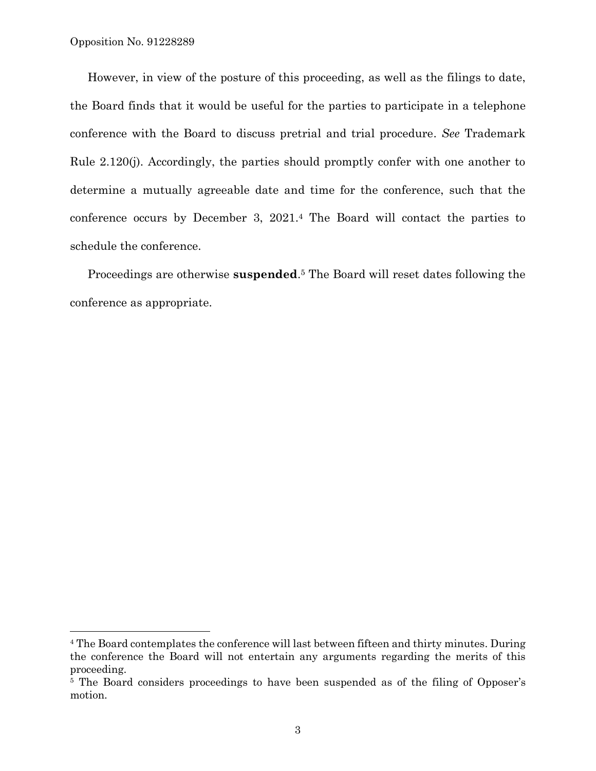However, in view of the posture of this proceeding, as well as the filings to date, the Board finds that it would be useful for the parties to participate in a telephone conference with the Board to discuss pretrial and trial procedure. *See* Trademark Rule 2.120(j). Accordingly, the parties should promptly confer with one another to determine a mutually agreeable date and time for the conference, such that the conference occurs by December 3, 2021.[4] The Board will contact the parties to schedule the conference.

Proceedings are otherwise **suspended**.[5] The Board will reset dates following the conference as appropriate.

---

[4] The Board contemplates the conference will last between fifteen and thirty minutes. During the conference the Board will not entertain any arguments regarding the merits of this proceeding.

[5] The Board considers proceedings to have been suspended as of the filing of Opposer's motion.